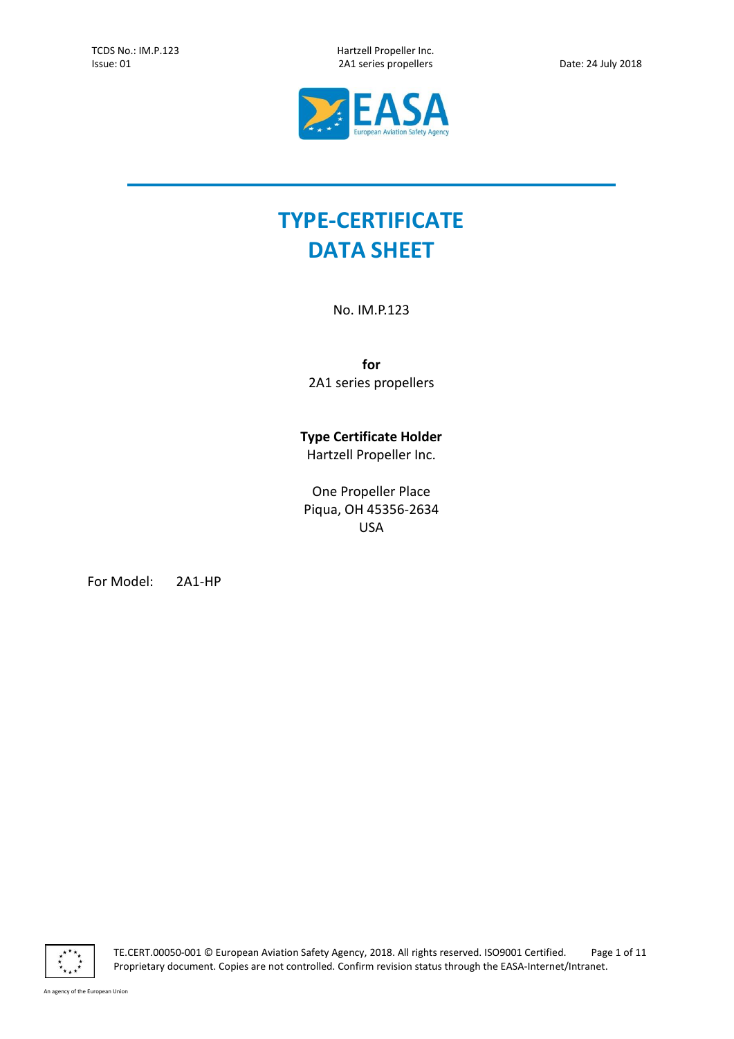# TYPE-CERTIFICATE DATA SHEET

No. IM.P.123

**for**
2A1 series propellers

**Type Certificate Holder**
Hartzell Propeller Inc.

One Propeller Place
Piqua, OH 45356-2634
USA

For Model: 2A1-HP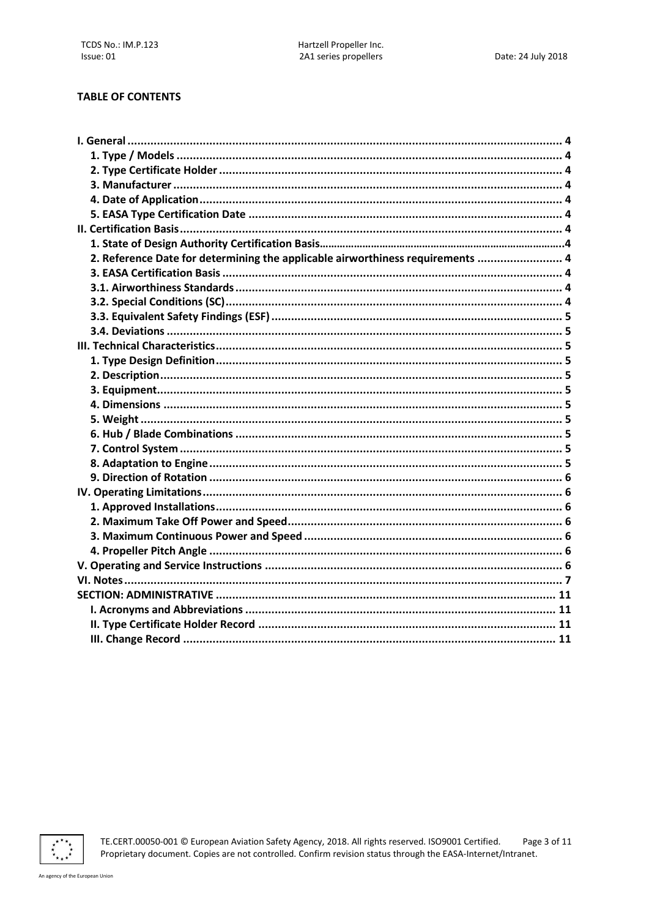**TABLE OF CONTENTS**

| | |
|---|---|
| **I. General** | **4** |
| **1. Type / Models** | **4** |
| **2. Type Certificate Holder** | **4** |
| **3. Manufacturer** | **4** |
| **4. Date of Application** | **4** |
| **5. EASA Type Certification Date** | **4** |
| **II. Certification Basis** | **4** |
| **1. State of Design Authority Certification Basis** | **4** |
| **2. Reference Date for determining the applicable airworthiness requirements** | **4** |
| **3. EASA Certification Basis** | **4** |
| **3.1. Airworthiness Standards** | **4** |
| **3.2. Special Conditions (SC)** | **4** |
| **3.3. Equivalent Safety Findings (ESF)** | **5** |
| **3.4. Deviations** | **5** |
| **III. Technical Characteristics** | **5** |
| **1. Type Design Definition** | **5** |
| **2. Description** | **5** |
| **3. Equipment** | **5** |
| **4. Dimensions** | **5** |
| **5. Weight** | **5** |
| **6. Hub / Blade Combinations** | **5** |
| **7. Control System** | **5** |
| **8. Adaptation to Engine** | **5** |
| **9. Direction of Rotation** | **6** |
| **IV. Operating Limitations** | **6** |
| **1. Approved Installations** | **6** |
| **2. Maximum Take Off Power and Speed** | **6** |
| **3. Maximum Continuous Power and Speed** | **6** |
| **4. Propeller Pitch Angle** | **6** |
| **V. Operating and Service Instructions** | **6** |
| **VI. Notes** | **7** |
| **SECTION: ADMINISTRATIVE** | **11** |
| **I. Acronyms and Abbreviations** | **11** |
| **II. Type Certificate Holder Record** | **11** |
| **III. Change Record** | **11** |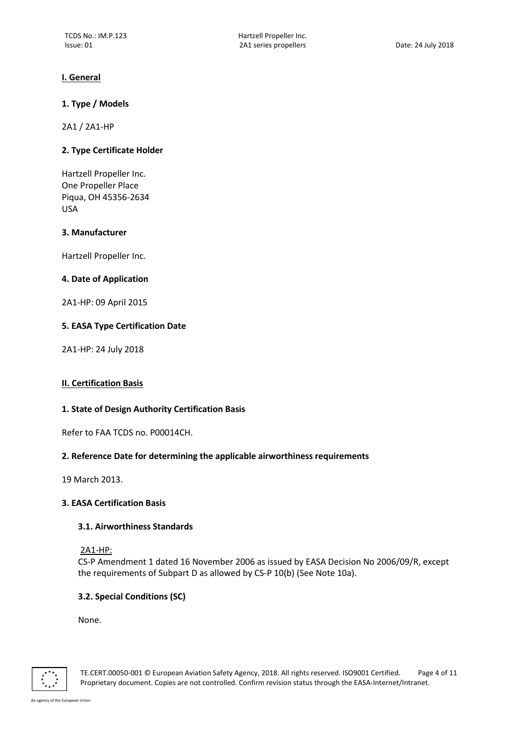## I. General

### 1. Type / Models

2A1 / 2A1-HP

### 2. Type Certificate Holder

Hartzell Propeller Inc.
One Propeller Place
Piqua, OH 45356-2634
USA

### 3. Manufacturer

Hartzell Propeller Inc.

### 4. Date of Application

2A1-HP: 09 April 2015

### 5. EASA Type Certification Date

2A1-HP: 24 July 2018

## II. Certification Basis

### 1. State of Design Authority Certification Basis

Refer to FAA TCDS no. P00014CH.

### 2. Reference Date for determining the applicable airworthiness requirements

19 March 2013.

### 3. EASA Certification Basis

#### 3.1. Airworthiness Standards

2A1-HP:
CS-P Amendment 1 dated 16 November 2006 as issued by EASA Decision No 2006/09/R, except the requirements of Subpart D as allowed by CS-P 10(b) (See Note 10a).

#### 3.2. Special Conditions (SC)

None.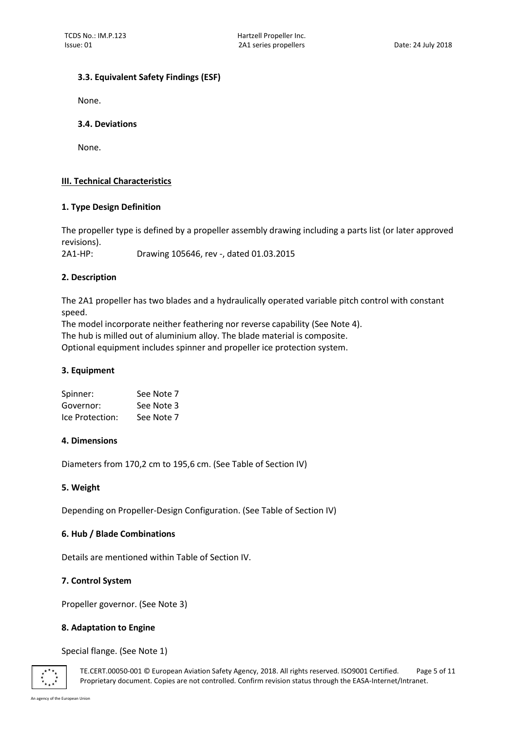### 3.3. Equivalent Safety Findings (ESF)

None.

### 3.4. Deviations

None.

## III. Technical Characteristics

### 1. Type Design Definition

The propeller type is defined by a propeller assembly drawing including a parts list (or later approved revisions).

2A1-HP: Drawing 105646, rev -, dated 01.03.2015

### 2. Description

The 2A1 propeller has two blades and a hydraulically operated variable pitch control with constant speed.

The model incorporate neither feathering nor reverse capability (See Note 4).

The hub is milled out of aluminium alloy. The blade material is composite.

Optional equipment includes spinner and propeller ice protection system.

### 3. Equipment

| | |
|---|---|
| Spinner: | See Note 7 |
| Governor: | See Note 3 |
| Ice Protection: | See Note 7 |

### 4. Dimensions

Diameters from 170,2 cm to 195,6 cm. (See Table of Section IV)

### 5. Weight

Depending on Propeller-Design Configuration. (See Table of Section IV)

### 6. Hub / Blade Combinations

Details are mentioned within Table of Section IV.

### 7. Control System

Propeller governor. (See Note 3)

### 8. Adaptation to Engine

Special flange. (See Note 1)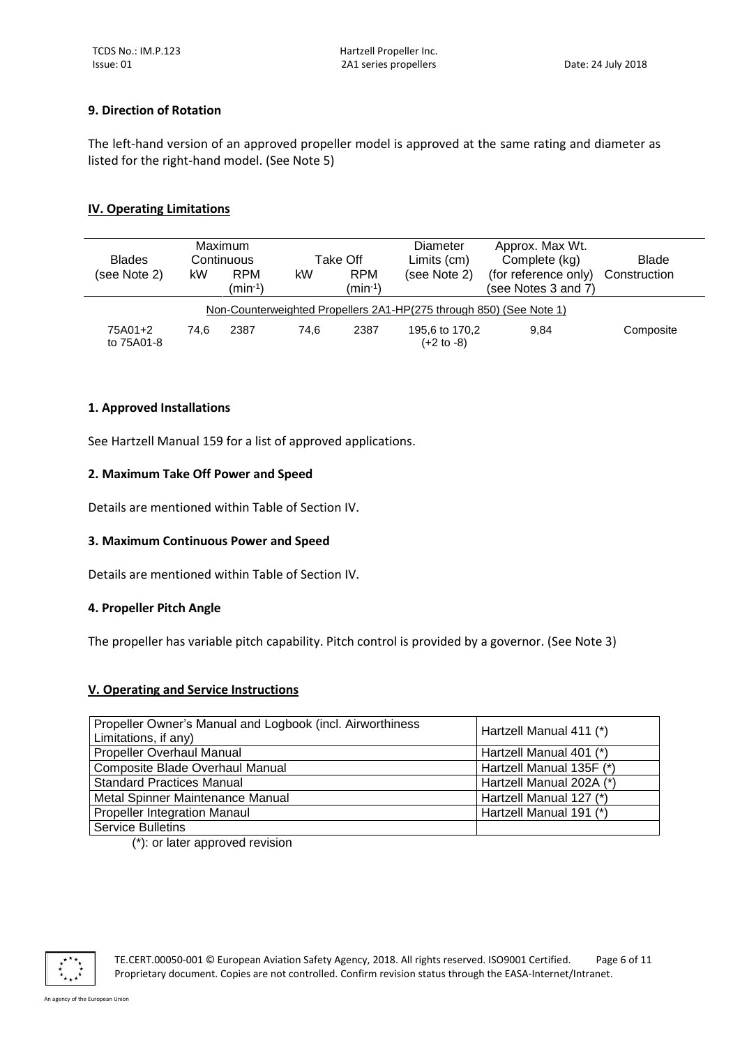### 9. Direction of Rotation

The left-hand version of an approved propeller model is approved at the same rating and diameter as listed for the right-hand model. (See Note 5)

## IV. Operating Limitations

| Blades (see Note 2) | Maximum Continuous | | Take Off | | Diameter Limits (cm) (see Note 2) | Approx. Max Wt. Complete (kg) (for reference only) (see Notes 3 and 7) | Blade Construction |
|---|---|---|---|---|---|---|---|
| | kW | RPM ($min^{-1}$) | kW | RPM ($min^{-1}$) | | | |
| Non-Counterweighted Propellers 2A1-HP(275 through 850) (See Note 1) | | | | | | | |
| 75A01+2 to 75A01-8 | 74,6 | 2387 | 74,6 | 2387 | 195,6 to 170,2 (+2 to -8) | 9,84 | Composite |

### 1. Approved Installations

See Hartzell Manual 159 for a list of approved applications.

### 2. Maximum Take Off Power and Speed

Details are mentioned within Table of Section IV.

### 3. Maximum Continuous Power and Speed

Details are mentioned within Table of Section IV.

### 4. Propeller Pitch Angle

The propeller has variable pitch capability. Pitch control is provided by a governor. (See Note 3)

## V. Operating and Service Instructions

| | |
|---|---|
| Propeller Owner's Manual and Logbook (incl. Airworthiness Limitations, if any) | Hartzell Manual 411 (*) |
| Propeller Overhaul Manual | Hartzell Manual 401 (*) |
| Composite Blade Overhaul Manual | Hartzell Manual 135F (*) |
| Standard Practices Manual | Hartzell Manual 202A (*) |
| Metal Spinner Maintenance Manual | Hartzell Manual 127 (*) |
| Propeller Integration Manaul | Hartzell Manual 191 (*) |
| Service Bulletins | |

(*): or later approved revision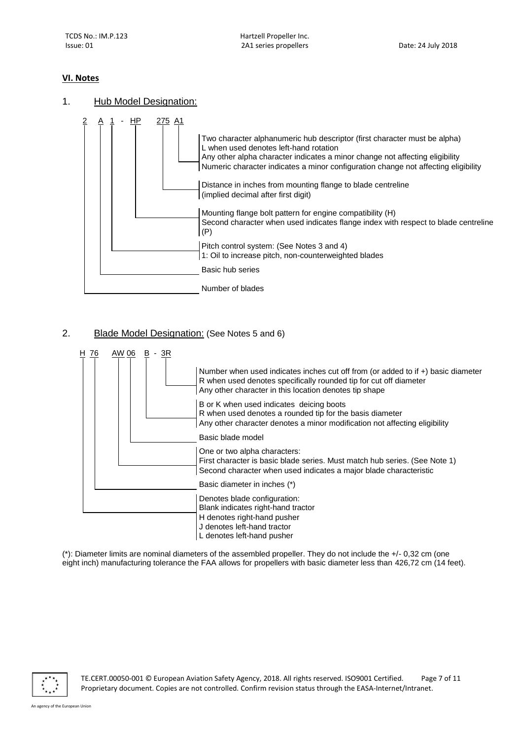## VI. Notes

1. Hub Model Designation:

**2 A 1 - HP 275 A1**

- **A1**: Two character alphanumeric hub descriptor (first character must be alpha)
  - L when used denotes left-hand rotation
  - Any other alpha character indicates a minor change not affecting eligibility
  - Numeric character indicates a minor configuration change not affecting eligibility
- **275**: Distance in inches from mounting flange to blade centreline (implied decimal after first digit)
- **HP**: Mounting flange bolt pattern for engine compatibility (H)
  - Second character when used indicates flange index with respect to blade centreline (P)
- **1**: Pitch control system: (See Notes 3 and 4)
  - 1: Oil to increase pitch, non-counterweighted blades
- **A**: Basic hub series
- **2**: Number of blades

2. Blade Model Designation: (See Notes 5 and 6)

**H 76 AW 06 B - 3R**

- **3R**: Number when used indicates inches cut off from (or added to if +) basic diameter
  - R when used denotes specifically rounded tip for cut off diameter
  - Any other character in this location denotes tip shape
- **B**: B or K when used indicates deicing boots
  - R when used denotes a rounded tip for the basis diameter
  - Any other character denotes a minor modification not affecting eligibility
- **06**: Basic blade model
- **AW**: One or two alpha characters:
  - First character is basic blade series. Must match hub series. (See Note 1)
  - Second character when used indicates a major blade characteristic
- **76**: Basic diameter in inches (*)
- **H**: Denotes blade configuration:
  - Blank indicates right-hand tractor
  - H denotes right-hand pusher
  - J denotes left-hand tractor
  - L denotes left-hand pusher

(*): Diameter limits are nominal diameters of the assembled propeller. They do not include the +/- 0,32 cm (one eight inch) manufacturing tolerance the FAA allows for propellers with basic diameter less than 426,72 cm (14 feet).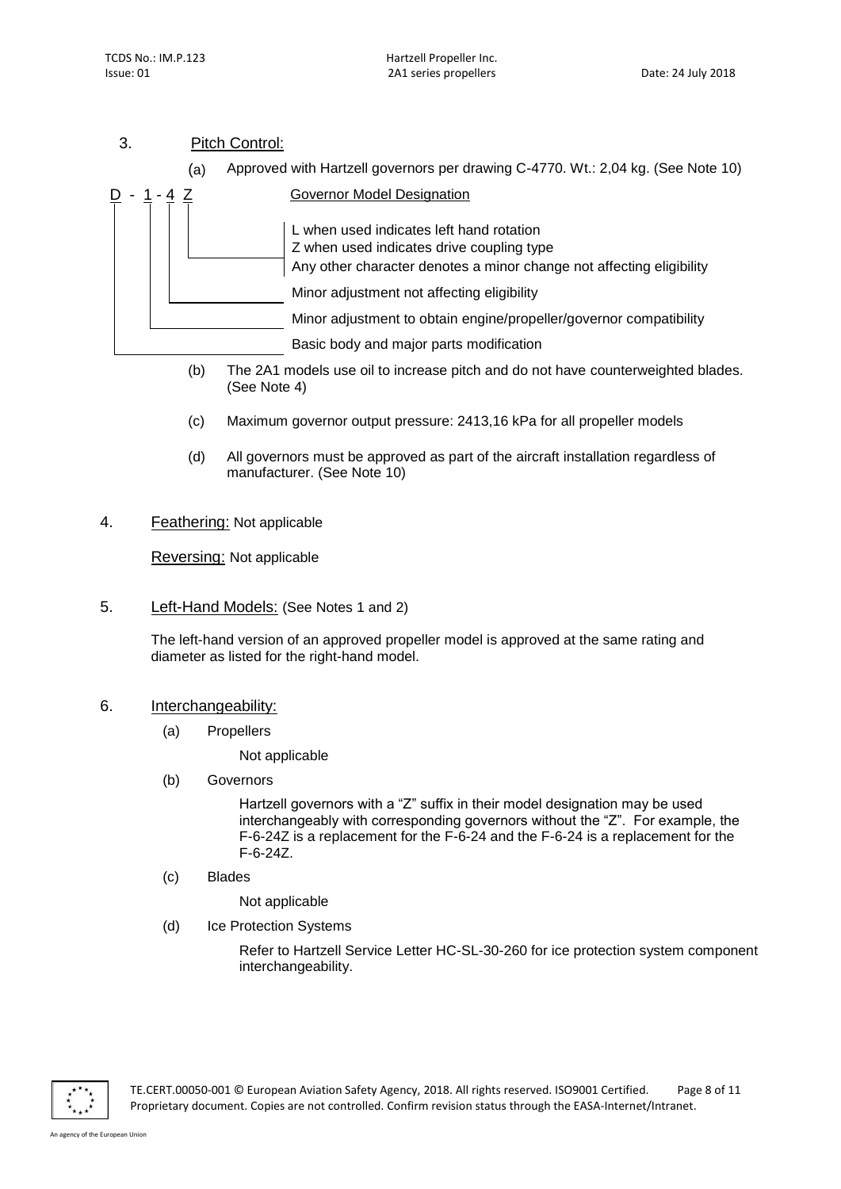3. Pitch Control:

(a) Approved with Hartzell governors per drawing C-4770. Wt.: 2,04 kg. (See Note 10)

**D - 1 - 4 Z** — Governor Model Designation

- **Z**: L when used indicates left hand rotation; Z when used indicates drive coupling type; Any other character denotes a minor change not affecting eligibility
- **4**: Minor adjustment not affecting eligibility
- **1**: Minor adjustment to obtain engine/propeller/governor compatibility
- **D**: Basic body and major parts modification

(b) The 2A1 models use oil to increase pitch and do not have counterweighted blades. (See Note 4)

(c) Maximum governor output pressure: 2413,16 kPa for all propeller models

(d) All governors must be approved as part of the aircraft installation regardless of manufacturer. (See Note 10)

4. Feathering: Not applicable

Reversing: Not applicable

5. Left-Hand Models: (See Notes 1 and 2)

The left-hand version of an approved propeller model is approved at the same rating and diameter as listed for the right-hand model.

6. Interchangeability:

(a) Propellers

Not applicable

(b) Governors

Hartzell governors with a "Z" suffix in their model designation may be used interchangeably with corresponding governors without the "Z". For example, the F-6-24Z is a replacement for the F-6-24 and the F-6-24 is a replacement for the F-6-24Z.

(c) Blades

Not applicable

(d) Ice Protection Systems

Refer to Hartzell Service Letter HC-SL-30-260 for ice protection system component interchangeability.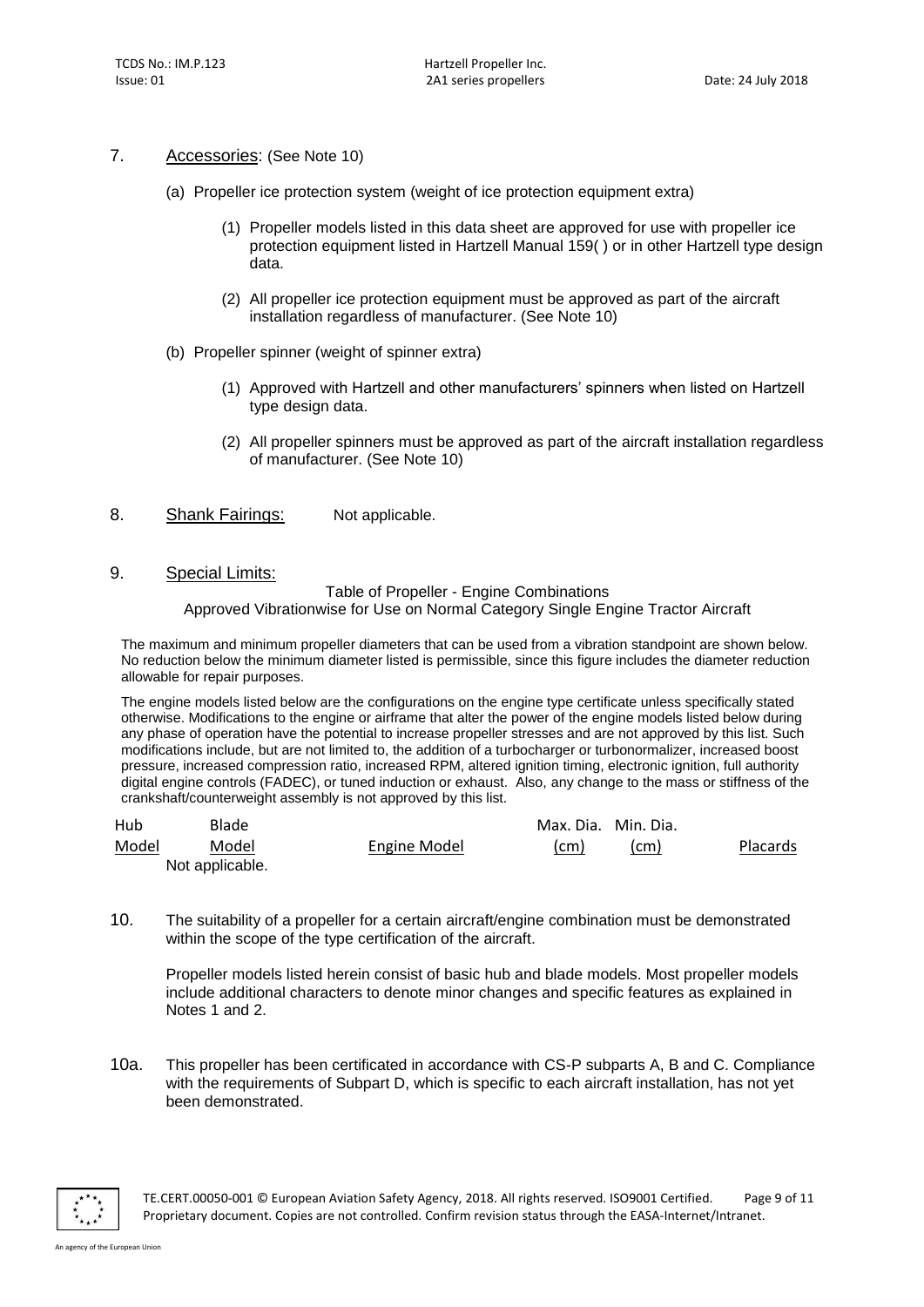## 7. Accessories: (See Note 10)

(a) Propeller ice protection system (weight of ice protection equipment extra)

(1) Propeller models listed in this data sheet are approved for use with propeller ice protection equipment listed in Hartzell Manual 159( ) or in other Hartzell type design data.

(2) All propeller ice protection equipment must be approved as part of the aircraft installation regardless of manufacturer. (See Note 10)

(b) Propeller spinner (weight of spinner extra)

(1) Approved with Hartzell and other manufacturers' spinners when listed on Hartzell type design data.

(2) All propeller spinners must be approved as part of the aircraft installation regardless of manufacturer. (See Note 10)

## 8. Shank Fairings: Not applicable.

## 9. Special Limits:

Table of Propeller - Engine Combinations
Approved Vibrationwise for Use on Normal Category Single Engine Tractor Aircraft

The maximum and minimum propeller diameters that can be used from a vibration standpoint are shown below. No reduction below the minimum diameter listed is permissible, since this figure includes the diameter reduction allowable for repair purposes.

The engine models listed below are the configurations on the engine type certificate unless specifically stated otherwise. Modifications to the engine or airframe that alter the power of the engine models listed below during any phase of operation have the potential to increase propeller stresses and are not approved by this list. Such modifications include, but are not limited to, the addition of a turbocharger or turbonormalizer, increased boost pressure, increased compression ratio, increased RPM, altered ignition timing, electronic ignition, full authority digital engine controls (FADEC), or tuned induction or exhaust. Also, any change to the mass or stiffness of the crankshaft/counterweight assembly is not approved by this list.

| Hub Model | Blade Model | Engine Model | Max. Dia. (cm) | Min. Dia. (cm) | Placards |
|---|---|---|---|---|---|
| | Not applicable. | | | | |

10. The suitability of a propeller for a certain aircraft/engine combination must be demonstrated within the scope of the type certification of the aircraft.

Propeller models listed herein consist of basic hub and blade models. Most propeller models include additional characters to denote minor changes and specific features as explained in Notes 1 and 2.

10a. This propeller has been certificated in accordance with CS-P subparts A, B and C. Compliance with the requirements of Subpart D, which is specific to each aircraft installation, has not yet been demonstrated.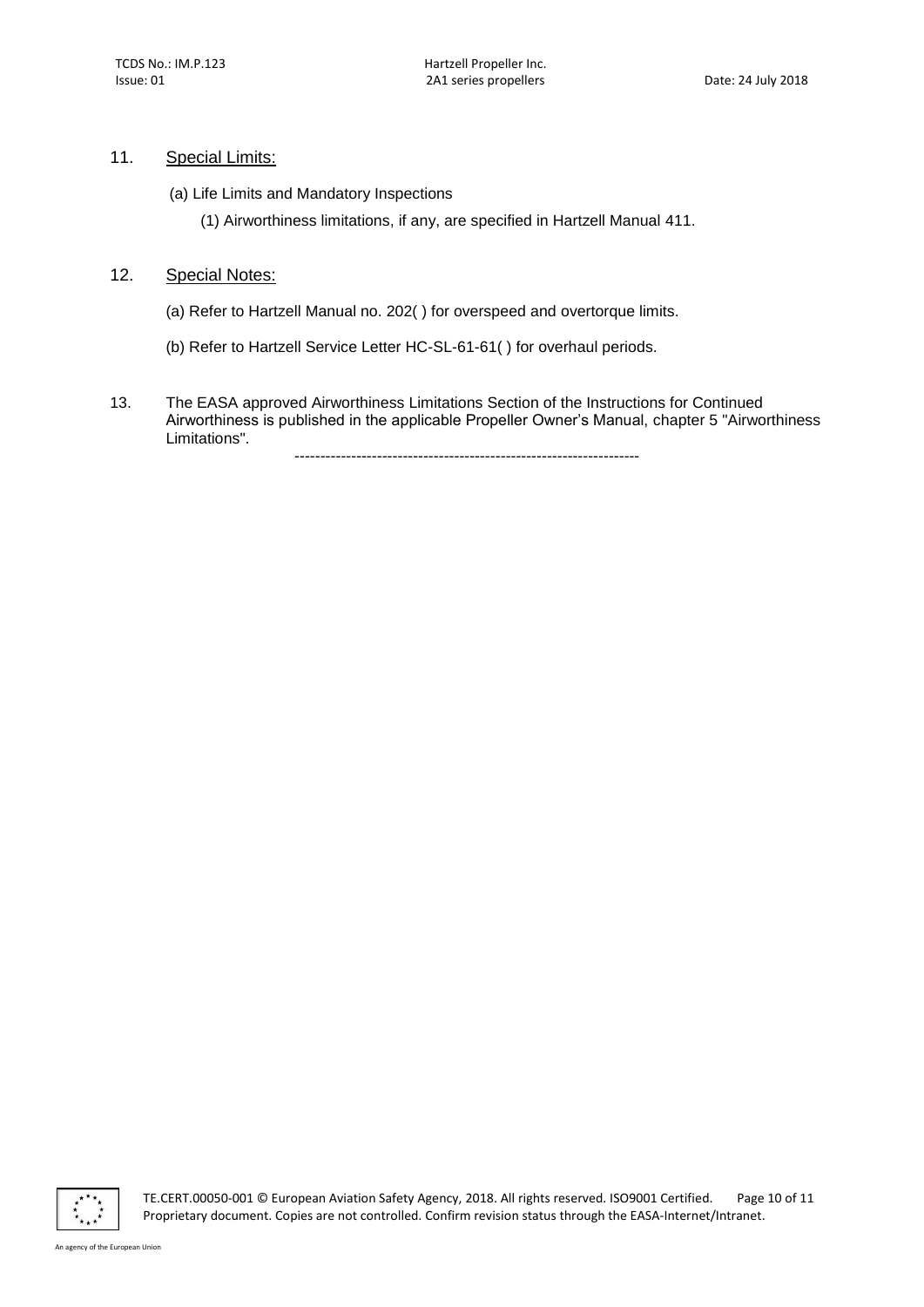## 11. Special Limits:

(a) Life Limits and Mandatory Inspections

(1) Airworthiness limitations, if any, are specified in Hartzell Manual 411.

## 12. Special Notes:

(a) Refer to Hartzell Manual no. 202( ) for overspeed and overtorque limits.

(b) Refer to Hartzell Service Letter HC-SL-61-61( ) for overhaul periods.

13. The EASA approved Airworthiness Limitations Section of the Instructions for Continued Airworthiness is published in the applicable Propeller Owner's Manual, chapter 5 "Airworthiness Limitations".

-------------------------------------------------------------------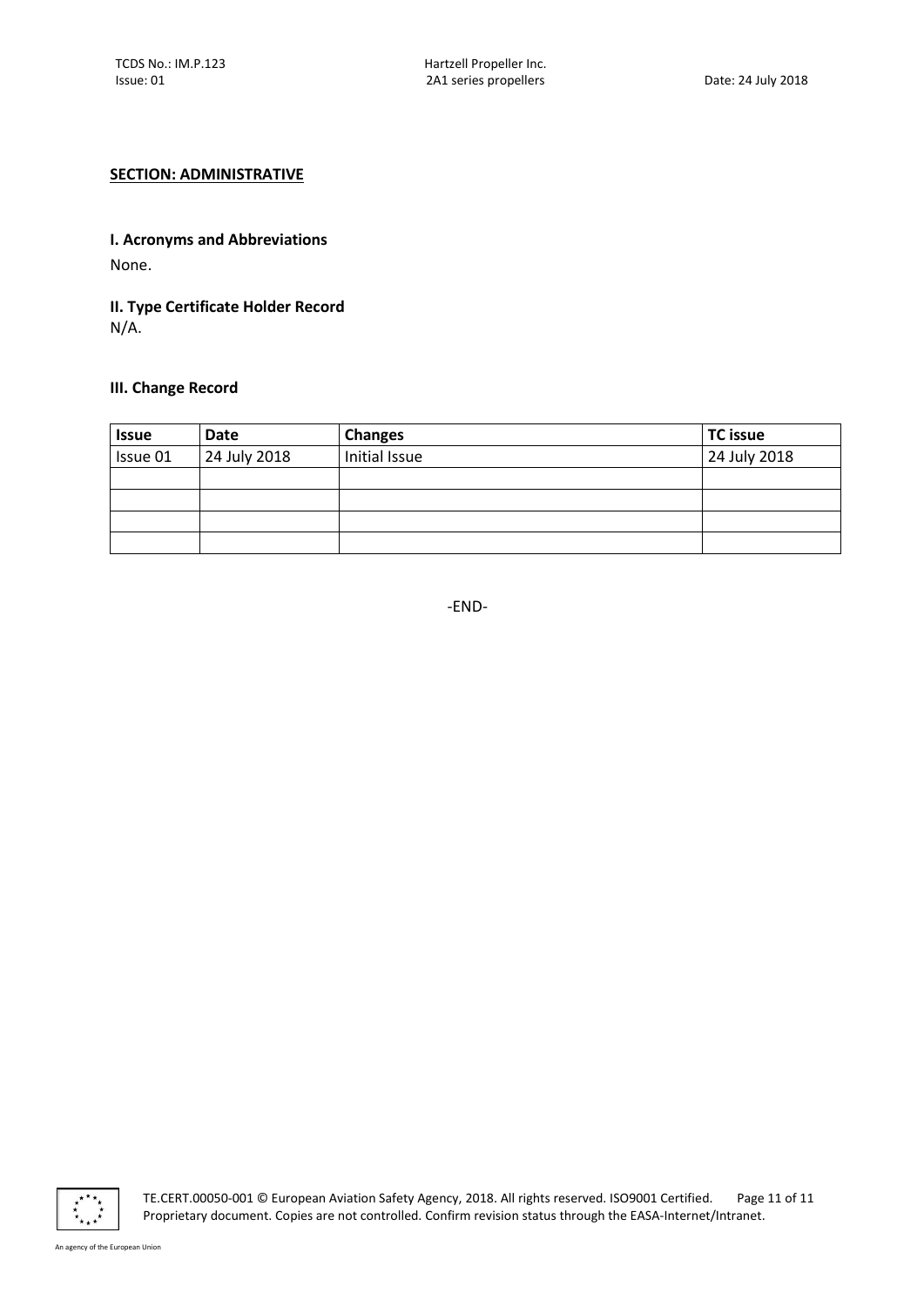## SECTION: ADMINISTRATIVE

### I. Acronyms and Abbreviations

None.

### II. Type Certificate Holder Record

N/A.

### III. Change Record

| Issue | Date | Changes | TC issue |
|---|---|---|---|
| Issue 01 | 24 July 2018 | Initial Issue | 24 July 2018 |
| | | | |
| | | | |
| | | | |
| | | | |

-END-